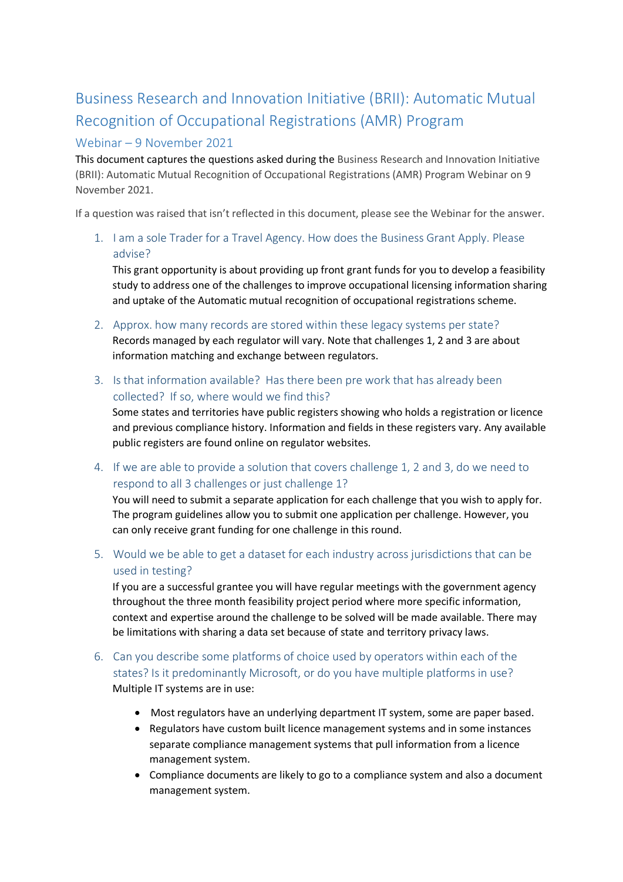# Business Research and Innovation Initiative (BRII): Automatic Mutual Recognition of Occupational Registrations (AMR) Program

## Webinar – 9 November 2021

This document captures the questions asked during the Business Research and Innovation Initiative (BRII): Automatic Mutual Recognition of Occupational Registrations (AMR) Program Webinar on 9 November 2021.

If a question was raised that isn't reflected in this document, please see the Webinar for the answer.

1. I am a sole Trader for a Travel Agency. How does the Business Grant Apply. Please advise?

   This grant opportunity is about providing up front grant funds for you to develop a feasibility study to address one of the challenges to improve occupational licensing information sharing and uptake of the Automatic mutual recognition of occupational registrations scheme.

2. Approx. how many records are stored within these legacy systems per state?

   Records managed by each regulator will vary. Note that challenges 1, 2 and 3 are about information matching and exchange between regulators.

3. Is that information available? Has there been pre work that has already been collected? If so, where would we find this?

   Some states and territories have public registers showing who holds a registration or licence and previous compliance history. Information and fields in these registers vary. Any available public registers are found online on regulator websites.

4. If we are able to provide a solution that covers challenge 1, 2 and 3, do we need to respond to all 3 challenges or just challenge 1?

   You will need to submit a separate application for each challenge that you wish to apply for. The program guidelines allow you to submit one application per challenge. However, you can only receive grant funding for one challenge in this round.

5. Would we be able to get a dataset for each industry across jurisdictions that can be used in testing?

   If you are a successful grantee you will have regular meetings with the government agency throughout the three month feasibility project period where more specific information, context and expertise around the challenge to be solved will be made available. There may be limitations with sharing a data set because of state and territory privacy laws.

6. Can you describe some platforms of choice used by operators within each of the states? Is it predominantly Microsoft, or do you have multiple platforms in use?

   Multiple IT systems are in use:

   - Most regulators have an underlying department IT system, some are paper based.
   - Regulators have custom built licence management systems and in some instances separate compliance management systems that pull information from a licence management system.
   - Compliance documents are likely to go to a compliance system and also a document management system.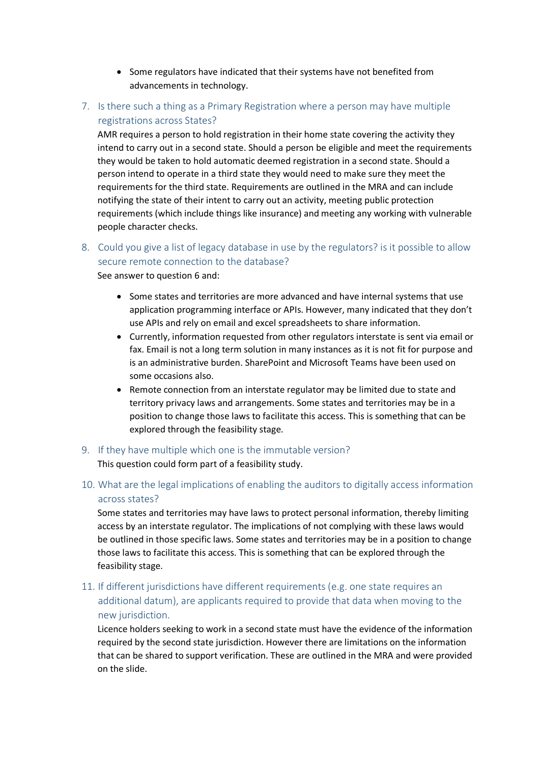- Some regulators have indicated that their systems have not benefited from advancements in technology.

7. Is there such a thing as a Primary Registration where a person may have multiple registrations across States?

   AMR requires a person to hold registration in their home state covering the activity they intend to carry out in a second state. Should a person be eligible and meet the requirements they would be taken to hold automatic deemed registration in a second state. Should a person intend to operate in a third state they would need to make sure they meet the requirements for the third state. Requirements are outlined in the MRA and can include notifying the state of their intent to carry out an activity, meeting public protection requirements (which include things like insurance) and meeting any working with vulnerable people character checks.

8. Could you give a list of legacy database in use by the regulators? is it possible to allow secure remote connection to the database?

   See answer to question 6 and:

   - Some states and territories are more advanced and have internal systems that use application programming interface or APIs. However, many indicated that they don't use APIs and rely on email and excel spreadsheets to share information.
   - Currently, information requested from other regulators interstate is sent via email or fax. Email is not a long term solution in many instances as it is not fit for purpose and is an administrative burden. SharePoint and Microsoft Teams have been used on some occasions also.
   - Remote connection from an interstate regulator may be limited due to state and territory privacy laws and arrangements. Some states and territories may be in a position to change those laws to facilitate this access. This is something that can be explored through the feasibility stage.

9. If they have multiple which one is the immutable version?

   This question could form part of a feasibility study.

10. What are the legal implications of enabling the auditors to digitally access information across states?

    Some states and territories may have laws to protect personal information, thereby limiting access by an interstate regulator. The implications of not complying with these laws would be outlined in those specific laws. Some states and territories may be in a position to change those laws to facilitate this access. This is something that can be explored through the feasibility stage.

11. If different jurisdictions have different requirements (e.g. one state requires an additional datum), are applicants required to provide that data when moving to the new jurisdiction.

    Licence holders seeking to work in a second state must have the evidence of the information required by the second state jurisdiction. However there are limitations on the information that can be shared to support verification. These are outlined in the MRA and were provided on the slide.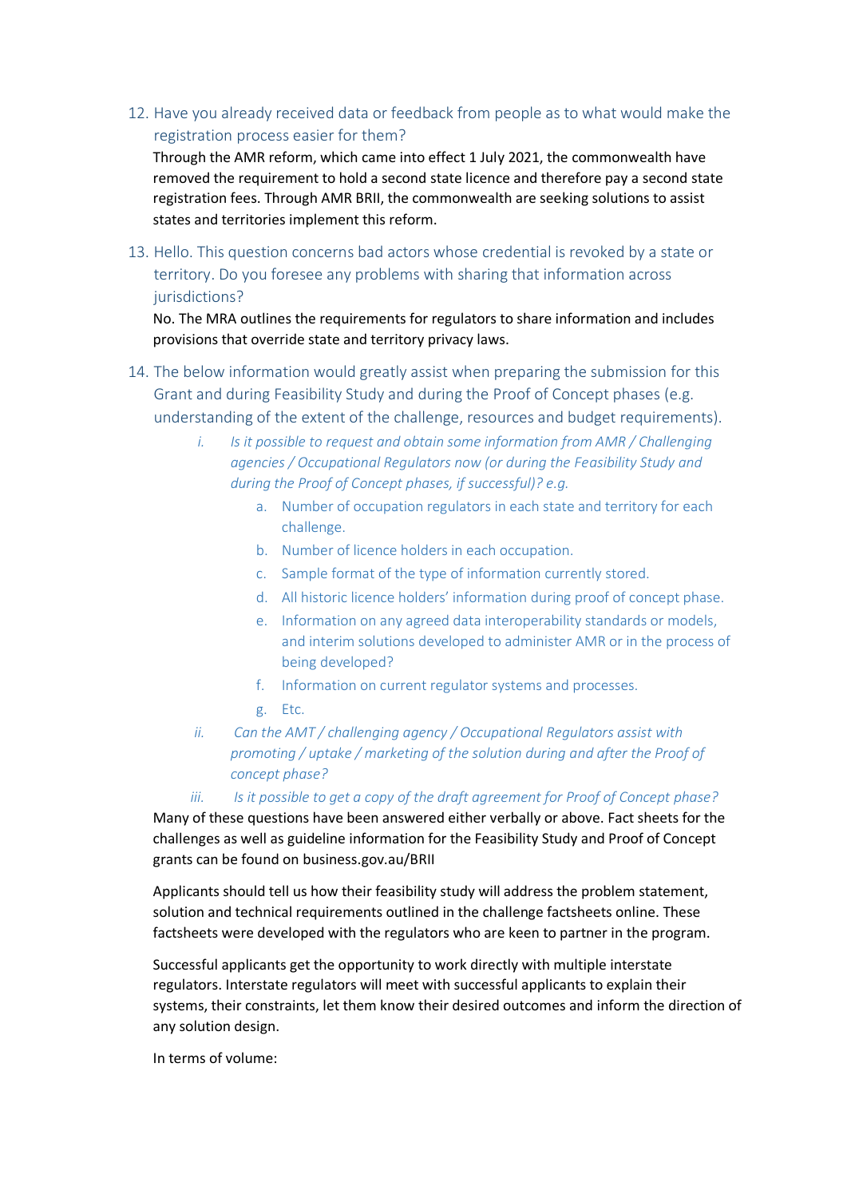12. Have you already received data or feedback from people as to what would make the registration process easier for them?

Through the AMR reform, which came into effect 1 July 2021, the commonwealth have removed the requirement to hold a second state licence and therefore pay a second state registration fees. Through AMR BRII, the commonwealth are seeking solutions to assist states and territories implement this reform.

13. Hello. This question concerns bad actors whose credential is revoked by a state or territory. Do you foresee any problems with sharing that information across jurisdictions?

No. The MRA outlines the requirements for regulators to share information and includes provisions that override state and territory privacy laws.

14. The below information would greatly assist when preparing the submission for this Grant and during Feasibility Study and during the Proof of Concept phases (e.g. understanding of the extent of the challenge, resources and budget requirements).

    i. *Is it possible to request and obtain some information from AMR / Challenging agencies / Occupational Regulators now (or during the Feasibility Study and during the Proof of Concept phases, if successful)? e.g.*

        a. Number of occupation regulators in each state and territory for each challenge.
        b. Number of licence holders in each occupation.
        c. Sample format of the type of information currently stored.
        d. All historic licence holders' information during proof of concept phase.
        e. Information on any agreed data interoperability standards or models, and interim solutions developed to administer AMR or in the process of being developed?
        f. Information on current regulator systems and processes.
        g. Etc.

    ii. *Can the AMT / challenging agency / Occupational Regulators assist with promoting / uptake / marketing of the solution during and after the Proof of concept phase?*

    iii. *Is it possible to get a copy of the draft agreement for Proof of Concept phase?*

Many of these questions have been answered either verbally or above. Fact sheets for the challenges as well as guideline information for the Feasibility Study and Proof of Concept grants can be found on business.gov.au/BRII

Applicants should tell us how their feasibility study will address the problem statement, solution and technical requirements outlined in the challenge factsheets online. These factsheets were developed with the regulators who are keen to partner in the program.

Successful applicants get the opportunity to work directly with multiple interstate regulators. Interstate regulators will meet with successful applicants to explain their systems, their constraints, let them know their desired outcomes and inform the direction of any solution design.

In terms of volume: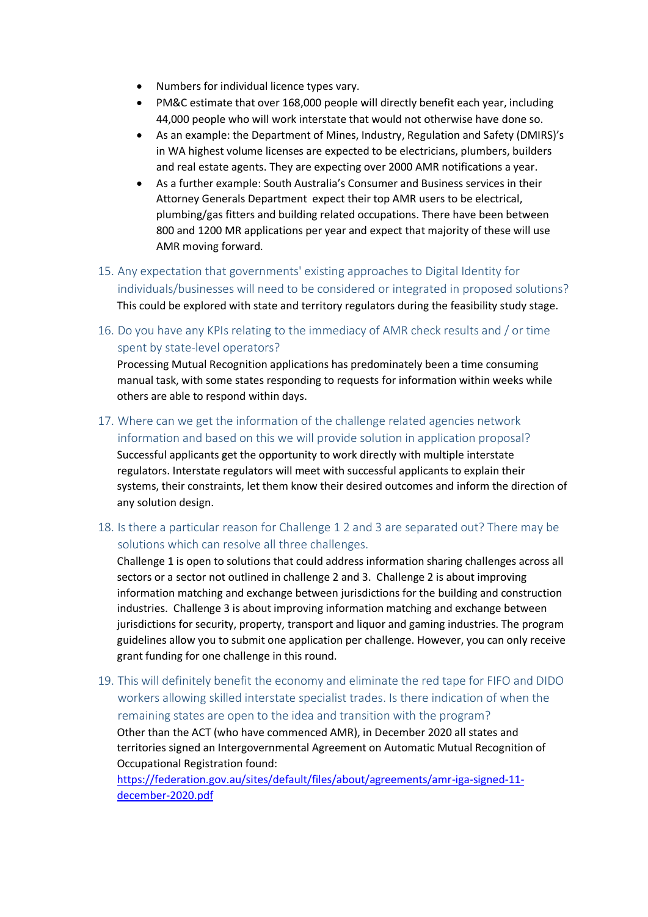- Numbers for individual licence types vary.
- PM&C estimate that over 168,000 people will directly benefit each year, including 44,000 people who will work interstate that would not otherwise have done so.
- As an example: the Department of Mines, Industry, Regulation and Safety (DMIRS)'s in WA highest volume licenses are expected to be electricians, plumbers, builders and real estate agents. They are expecting over 2000 AMR notifications a year.
- As a further example: South Australia's Consumer and Business services in their Attorney Generals Department expect their top AMR users to be electrical, plumbing/gas fitters and building related occupations. There have been between 800 and 1200 MR applications per year and expect that majority of these will use AMR moving forward.

15. Any expectation that governments' existing approaches to Digital Identity for individuals/businesses will need to be considered or integrated in proposed solutions?

    This could be explored with state and territory regulators during the feasibility study stage.

16. Do you have any KPIs relating to the immediacy of AMR check results and / or time spent by state-level operators?

    Processing Mutual Recognition applications has predominately been a time consuming manual task, with some states responding to requests for information within weeks while others are able to respond within days.

17. Where can we get the information of the challenge related agencies network information and based on this we will provide solution in application proposal?

    Successful applicants get the opportunity to work directly with multiple interstate regulators. Interstate regulators will meet with successful applicants to explain their systems, their constraints, let them know their desired outcomes and inform the direction of any solution design.

18. Is there a particular reason for Challenge 1 2 and 3 are separated out? There may be solutions which can resolve all three challenges.

    Challenge 1 is open to solutions that could address information sharing challenges across all sectors or a sector not outlined in challenge 2 and 3. Challenge 2 is about improving information matching and exchange between jurisdictions for the building and construction industries. Challenge 3 is about improving information matching and exchange between jurisdictions for security, property, transport and liquor and gaming industries. The program guidelines allow you to submit one application per challenge. However, you can only receive grant funding for one challenge in this round.

19. This will definitely benefit the economy and eliminate the red tape for FIFO and DIDO workers allowing skilled interstate specialist trades. Is there indication of when the remaining states are open to the idea and transition with the program?

    Other than the ACT (who have commenced AMR), in December 2020 all states and territories signed an Intergovernmental Agreement on Automatic Mutual Recognition of Occupational Registration found: [https://federation.gov.au/sites/default/files/about/agreements/amr-iga-signed-11-december-2020.pdf](https://federation.gov.au/sites/default/files/about/agreements/amr-iga-signed-11-december-2020.pdf)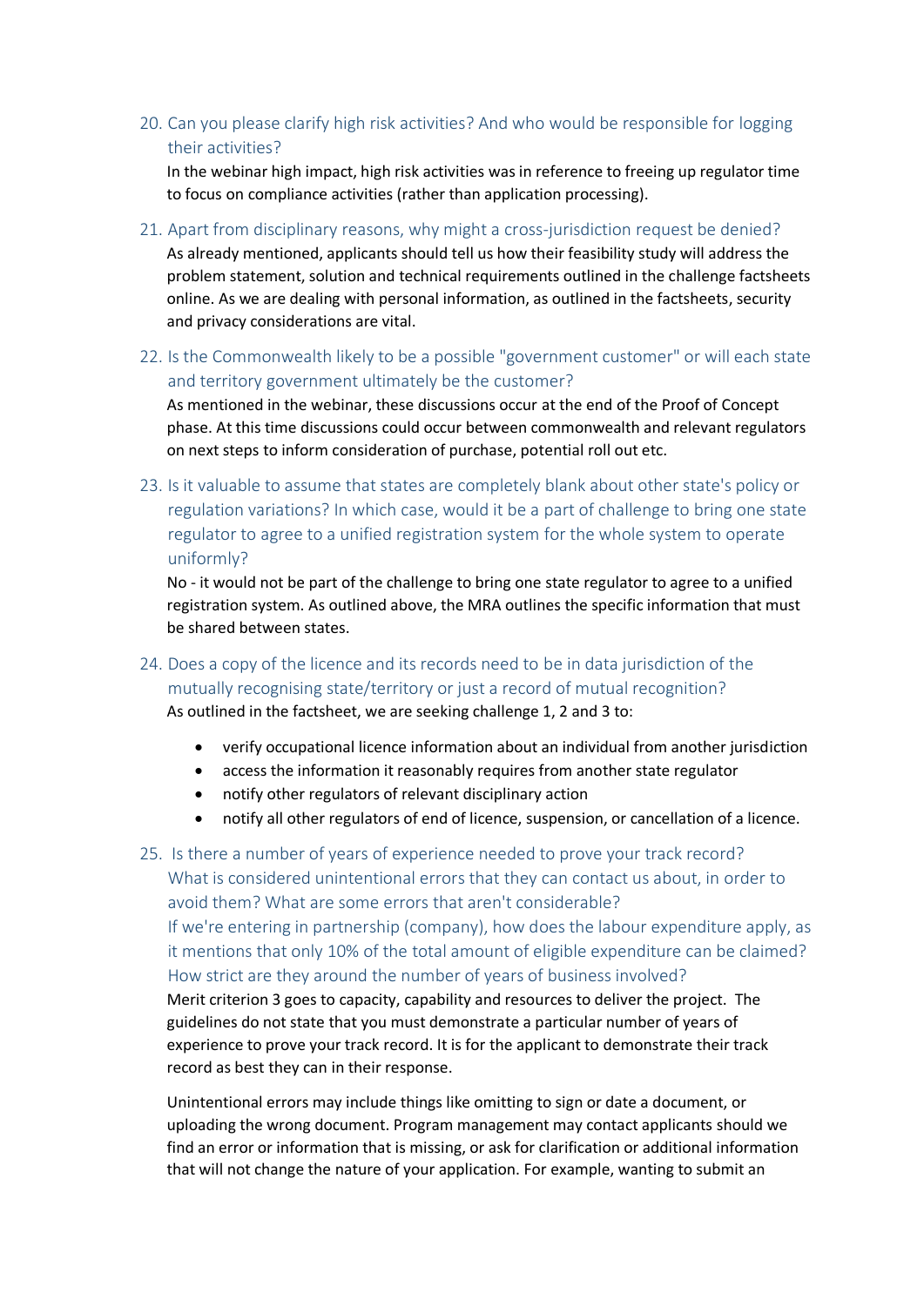20. Can you please clarify high risk activities? And who would be responsible for logging their activities?

    In the webinar high impact, high risk activities was in reference to freeing up regulator time to focus on compliance activities (rather than application processing).

21. Apart from disciplinary reasons, why might a cross-jurisdiction request be denied?

    As already mentioned, applicants should tell us how their feasibility study will address the problem statement, solution and technical requirements outlined in the challenge factsheets online. As we are dealing with personal information, as outlined in the factsheets, security and privacy considerations are vital.

22. Is the Commonwealth likely to be a possible "government customer" or will each state and territory government ultimately be the customer?

    As mentioned in the webinar, these discussions occur at the end of the Proof of Concept phase. At this time discussions could occur between commonwealth and relevant regulators on next steps to inform consideration of purchase, potential roll out etc.

23. Is it valuable to assume that states are completely blank about other state's policy or regulation variations? In which case, would it be a part of challenge to bring one state regulator to agree to a unified registration system for the whole system to operate uniformly?

    No - it would not be part of the challenge to bring one state regulator to agree to a unified registration system. As outlined above, the MRA outlines the specific information that must be shared between states.

24. Does a copy of the licence and its records need to be in data jurisdiction of the mutually recognising state/territory or just a record of mutual recognition?

    As outlined in the factsheet, we are seeking challenge 1, 2 and 3 to:

    - verify occupational licence information about an individual from another jurisdiction
    - access the information it reasonably requires from another state regulator
    - notify other regulators of relevant disciplinary action
    - notify all other regulators of end of licence, suspension, or cancellation of a licence.

25. Is there a number of years of experience needed to prove your track record? What is considered unintentional errors that they can contact us about, in order to avoid them? What are some errors that aren't considerable? If we're entering in partnership (company), how does the labour expenditure apply, as it mentions that only 10% of the total amount of eligible expenditure can be claimed? How strict are they around the number of years of business involved?

    Merit criterion 3 goes to capacity, capability and resources to deliver the project. The guidelines do not state that you must demonstrate a particular number of years of experience to prove your track record. It is for the applicant to demonstrate their track record as best they can in their response.

    Unintentional errors may include things like omitting to sign or date a document, or uploading the wrong document. Program management may contact applicants should we find an error or information that is missing, or ask for clarification or additional information that will not change the nature of your application. For example, wanting to submit an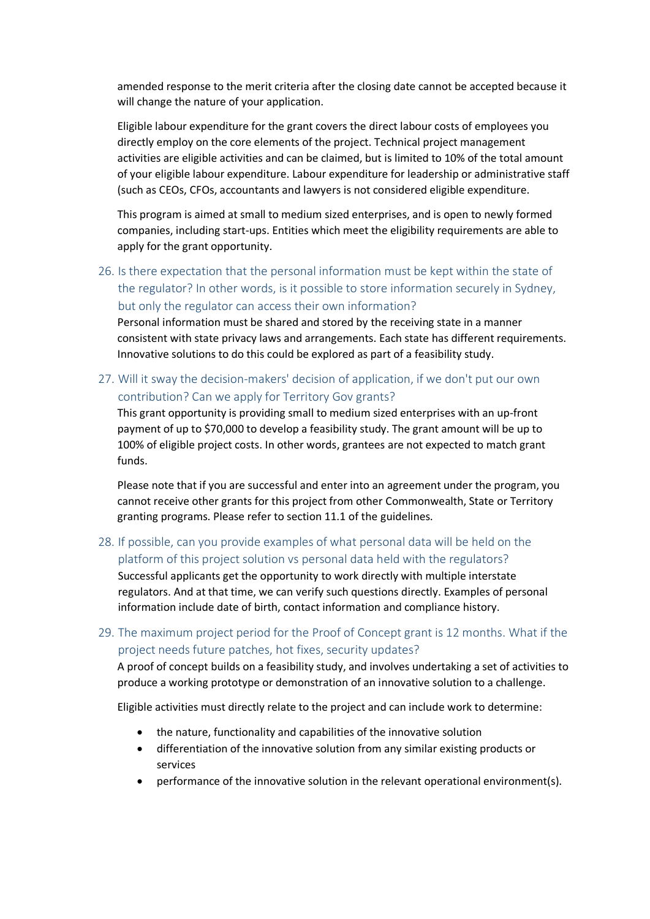amended response to the merit criteria after the closing date cannot be accepted because it will change the nature of your application.

Eligible labour expenditure for the grant covers the direct labour costs of employees you directly employ on the core elements of the project. Technical project management activities are eligible activities and can be claimed, but is limited to 10% of the total amount of your eligible labour expenditure. Labour expenditure for leadership or administrative staff (such as CEOs, CFOs, accountants and lawyers is not considered eligible expenditure.

This program is aimed at small to medium sized enterprises, and is open to newly formed companies, including start-ups. Entities which meet the eligibility requirements are able to apply for the grant opportunity.

### 26. Is there expectation that the personal information must be kept within the state of the regulator? In other words, is it possible to store information securely in Sydney, but only the regulator can access their own information?

Personal information must be shared and stored by the receiving state in a manner consistent with state privacy laws and arrangements. Each state has different requirements. Innovative solutions to do this could be explored as part of a feasibility study.

### 27. Will it sway the decision-makers' decision of application, if we don't put our own contribution? Can we apply for Territory Gov grants?

This grant opportunity is providing small to medium sized enterprises with an up-front payment of up to $70,000 to develop a feasibility study. The grant amount will be up to 100% of eligible project costs. In other words, grantees are not expected to match grant funds.

Please note that if you are successful and enter into an agreement under the program, you cannot receive other grants for this project from other Commonwealth, State or Territory granting programs. Please refer to section 11.1 of the guidelines.

### 28. If possible, can you provide examples of what personal data will be held on the platform of this project solution vs personal data held with the regulators?

Successful applicants get the opportunity to work directly with multiple interstate regulators. And at that time, we can verify such questions directly. Examples of personal information include date of birth, contact information and compliance history.

### 29. The maximum project period for the Proof of Concept grant is 12 months. What if the project needs future patches, hot fixes, security updates?

A proof of concept builds on a feasibility study, and involves undertaking a set of activities to produce a working prototype or demonstration of an innovative solution to a challenge.

Eligible activities must directly relate to the project and can include work to determine:

- the nature, functionality and capabilities of the innovative solution
- differentiation of the innovative solution from any similar existing products or services
- performance of the innovative solution in the relevant operational environment(s).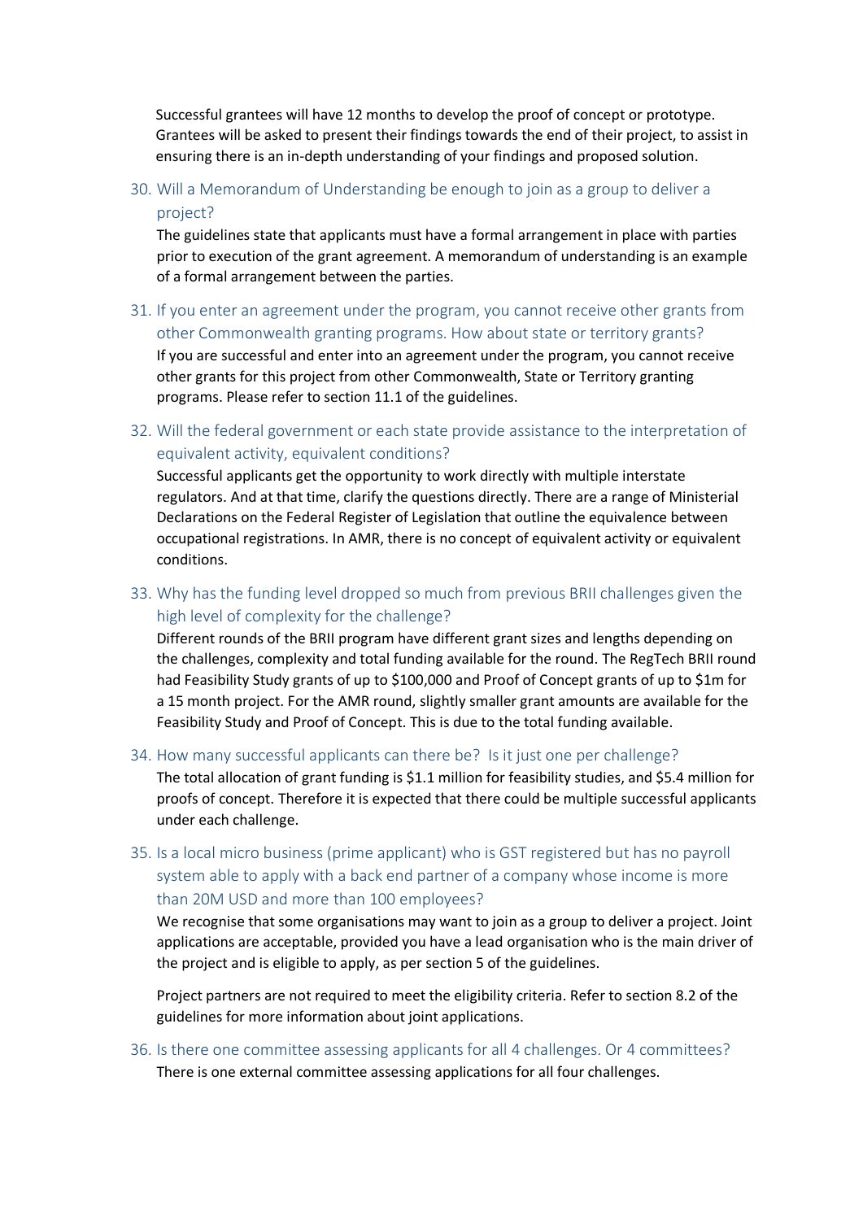Successful grantees will have 12 months to develop the proof of concept or prototype. Grantees will be asked to present their findings towards the end of their project, to assist in ensuring there is an in-depth understanding of your findings and proposed solution.

### 30. Will a Memorandum of Understanding be enough to join as a group to deliver a project?

The guidelines state that applicants must have a formal arrangement in place with parties prior to execution of the grant agreement. A memorandum of understanding is an example of a formal arrangement between the parties.

### 31. If you enter an agreement under the program, you cannot receive other grants from other Commonwealth granting programs. How about state or territory grants?

If you are successful and enter into an agreement under the program, you cannot receive other grants for this project from other Commonwealth, State or Territory granting programs. Please refer to section 11.1 of the guidelines.

### 32. Will the federal government or each state provide assistance to the interpretation of equivalent activity, equivalent conditions?

Successful applicants get the opportunity to work directly with multiple interstate regulators. And at that time, clarify the questions directly. There are a range of Ministerial Declarations on the Federal Register of Legislation that outline the equivalence between occupational registrations. In AMR, there is no concept of equivalent activity or equivalent conditions.

### 33. Why has the funding level dropped so much from previous BRII challenges given the high level of complexity for the challenge?

Different rounds of the BRII program have different grant sizes and lengths depending on the challenges, complexity and total funding available for the round. The RegTech BRII round had Feasibility Study grants of up to $100,000 and Proof of Concept grants of up to $1m for a 15 month project. For the AMR round, slightly smaller grant amounts are available for the Feasibility Study and Proof of Concept. This is due to the total funding available.

### 34. How many successful applicants can there be? Is it just one per challenge?

The total allocation of grant funding is $1.1 million for feasibility studies, and $5.4 million for proofs of concept. Therefore it is expected that there could be multiple successful applicants under each challenge.

### 35. Is a local micro business (prime applicant) who is GST registered but has no payroll system able to apply with a back end partner of a company whose income is more than 20M USD and more than 100 employees?

We recognise that some organisations may want to join as a group to deliver a project. Joint applications are acceptable, provided you have a lead organisation who is the main driver of the project and is eligible to apply, as per section 5 of the guidelines.

Project partners are not required to meet the eligibility criteria. Refer to section 8.2 of the guidelines for more information about joint applications.

### 36. Is there one committee assessing applicants for all 4 challenges. Or 4 committees?

There is one external committee assessing applications for all four challenges.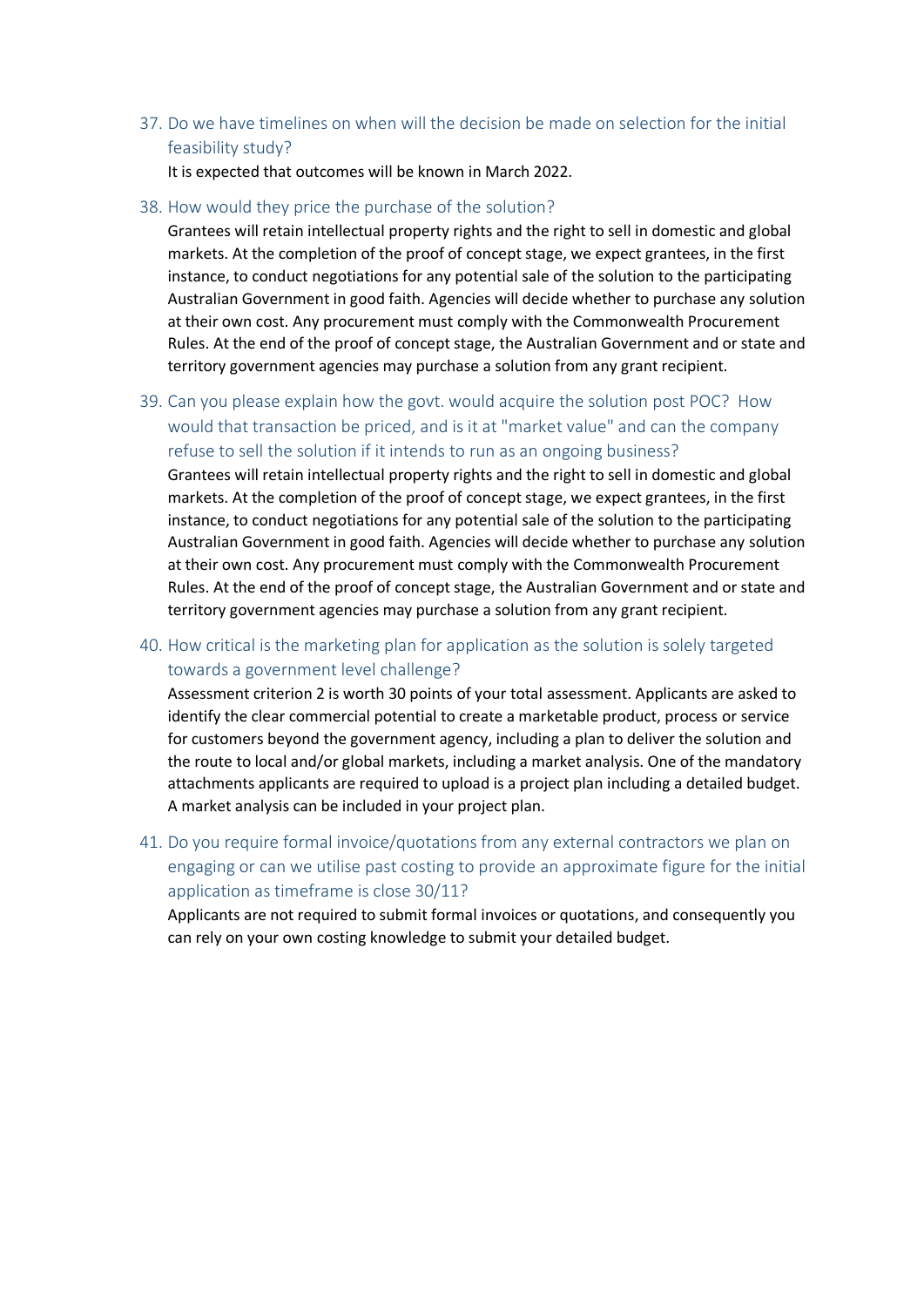37. Do we have timelines on when will the decision be made on selection for the initial feasibility study?

    It is expected that outcomes will be known in March 2022.

38. How would they price the purchase of the solution?

    Grantees will retain intellectual property rights and the right to sell in domestic and global markets. At the completion of the proof of concept stage, we expect grantees, in the first instance, to conduct negotiations for any potential sale of the solution to the participating Australian Government in good faith. Agencies will decide whether to purchase any solution at their own cost. Any procurement must comply with the Commonwealth Procurement Rules. At the end of the proof of concept stage, the Australian Government and or state and territory government agencies may purchase a solution from any grant recipient.

39. Can you please explain how the govt. would acquire the solution post POC? How would that transaction be priced, and is it at "market value" and can the company refuse to sell the solution if it intends to run as an ongoing business?

    Grantees will retain intellectual property rights and the right to sell in domestic and global markets. At the completion of the proof of concept stage, we expect grantees, in the first instance, to conduct negotiations for any potential sale of the solution to the participating Australian Government in good faith. Agencies will decide whether to purchase any solution at their own cost. Any procurement must comply with the Commonwealth Procurement Rules. At the end of the proof of concept stage, the Australian Government and or state and territory government agencies may purchase a solution from any grant recipient.

40. How critical is the marketing plan for application as the solution is solely targeted towards a government level challenge?

    Assessment criterion 2 is worth 30 points of your total assessment. Applicants are asked to identify the clear commercial potential to create a marketable product, process or service for customers beyond the government agency, including a plan to deliver the solution and the route to local and/or global markets, including a market analysis. One of the mandatory attachments applicants are required to upload is a project plan including a detailed budget. A market analysis can be included in your project plan.

41. Do you require formal invoice/quotations from any external contractors we plan on engaging or can we utilise past costing to provide an approximate figure for the initial application as timeframe is close 30/11?

    Applicants are not required to submit formal invoices or quotations, and consequently you can rely on your own costing knowledge to submit your detailed budget.